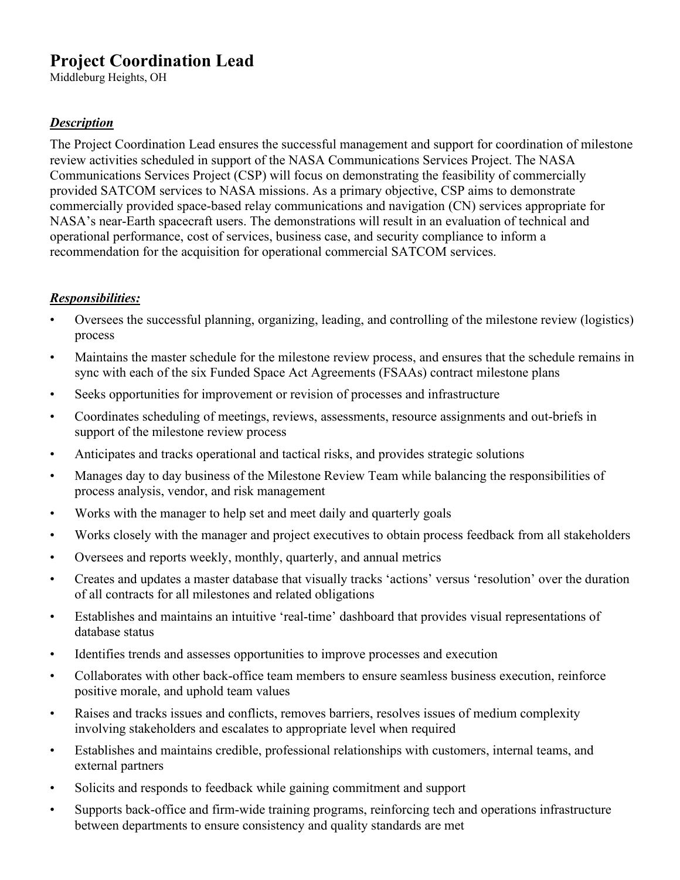# Project Coordination Lead

Middleburg Heights, OH

***Description***

The Project Coordination Lead ensures the successful management and support for coordination of milestone review activities scheduled in support of the NASA Communications Services Project. The NASA Communications Services Project (CSP) will focus on demonstrating the feasibility of commercially provided SATCOM services to NASA missions. As a primary objective, CSP aims to demonstrate commercially provided space-based relay communications and navigation (CN) services appropriate for NASA's near-Earth spacecraft users. The demonstrations will result in an evaluation of technical and operational performance, cost of services, business case, and security compliance to inform a recommendation for the acquisition for operational commercial SATCOM services.

***Responsibilities:***

- Oversees the successful planning, organizing, leading, and controlling of the milestone review (logistics) process
- Maintains the master schedule for the milestone review process, and ensures that the schedule remains in sync with each of the six Funded Space Act Agreements (FSAAs) contract milestone plans
- Seeks opportunities for improvement or revision of processes and infrastructure
- Coordinates scheduling of meetings, reviews, assessments, resource assignments and out-briefs in support of the milestone review process
- Anticipates and tracks operational and tactical risks, and provides strategic solutions
- Manages day to day business of the Milestone Review Team while balancing the responsibilities of process analysis, vendor, and risk management
- Works with the manager to help set and meet daily and quarterly goals
- Works closely with the manager and project executives to obtain process feedback from all stakeholders
- Oversees and reports weekly, monthly, quarterly, and annual metrics
- Creates and updates a master database that visually tracks 'actions' versus 'resolution' over the duration of all contracts for all milestones and related obligations
- Establishes and maintains an intuitive 'real-time' dashboard that provides visual representations of database status
- Identifies trends and assesses opportunities to improve processes and execution
- Collaborates with other back-office team members to ensure seamless business execution, reinforce positive morale, and uphold team values
- Raises and tracks issues and conflicts, removes barriers, resolves issues of medium complexity involving stakeholders and escalates to appropriate level when required
- Establishes and maintains credible, professional relationships with customers, internal teams, and external partners
- Solicits and responds to feedback while gaining commitment and support
- Supports back-office and firm-wide training programs, reinforcing tech and operations infrastructure between departments to ensure consistency and quality standards are met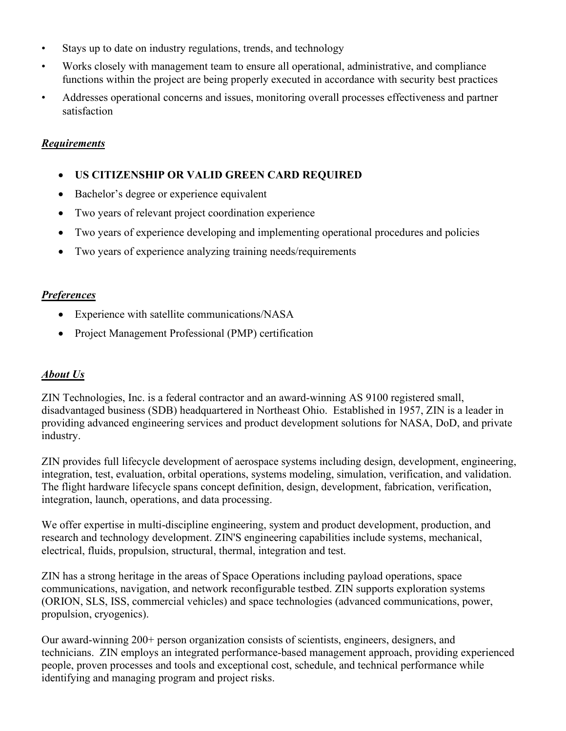- Stays up to date on industry regulations, trends, and technology
- Works closely with management team to ensure all operational, administrative, and compliance functions within the project are being properly executed in accordance with security best practices
- Addresses operational concerns and issues, monitoring overall processes effectiveness and partner satisfaction

### ***Requirements***

- **US CITIZENSHIP OR VALID GREEN CARD REQUIRED**
- Bachelor's degree or experience equivalent
- Two years of relevant project coordination experience
- Two years of experience developing and implementing operational procedures and policies
- Two years of experience analyzing training needs/requirements

### ***Preferences***

- Experience with satellite communications/NASA
- Project Management Professional (PMP) certification

### ***About Us***

ZIN Technologies, Inc. is a federal contractor and an award-winning AS 9100 registered small, disadvantaged business (SDB) headquartered in Northeast Ohio. Established in 1957, ZIN is a leader in providing advanced engineering services and product development solutions for NASA, DoD, and private industry.

ZIN provides full lifecycle development of aerospace systems including design, development, engineering, integration, test, evaluation, orbital operations, systems modeling, simulation, verification, and validation. The flight hardware lifecycle spans concept definition, design, development, fabrication, verification, integration, launch, operations, and data processing.

We offer expertise in multi-discipline engineering, system and product development, production, and research and technology development. ZIN'S engineering capabilities include systems, mechanical, electrical, fluids, propulsion, structural, thermal, integration and test.

ZIN has a strong heritage in the areas of Space Operations including payload operations, space communications, navigation, and network reconfigurable testbed. ZIN supports exploration systems (ORION, SLS, ISS, commercial vehicles) and space technologies (advanced communications, power, propulsion, cryogenics).

Our award-winning 200+ person organization consists of scientists, engineers, designers, and technicians. ZIN employs an integrated performance-based management approach, providing experienced people, proven processes and tools and exceptional cost, schedule, and technical performance while identifying and managing program and project risks.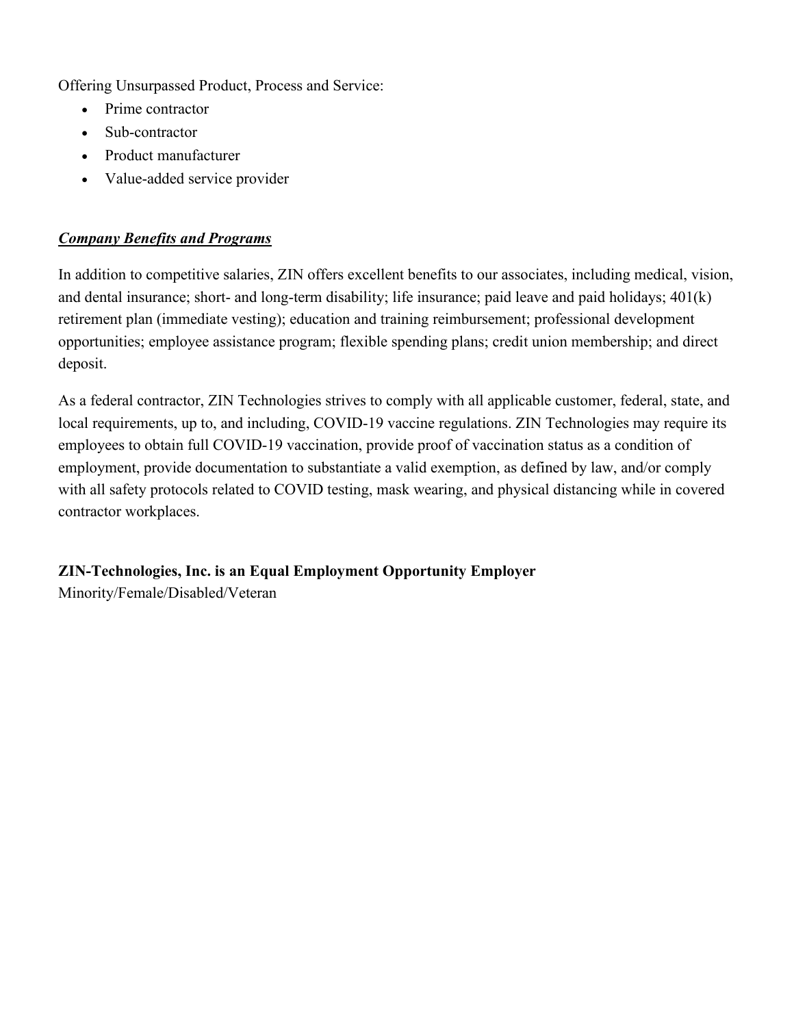Offering Unsurpassed Product, Process and Service:

- Prime contractor
- Sub-contractor
- Product manufacturer
- Value-added service provider

***Company Benefits and Programs***

In addition to competitive salaries, ZIN offers excellent benefits to our associates, including medical, vision, and dental insurance; short- and long-term disability; life insurance; paid leave and paid holidays; 401(k) retirement plan (immediate vesting); education and training reimbursement; professional development opportunities; employee assistance program; flexible spending plans; credit union membership; and direct deposit.

As a federal contractor, ZIN Technologies strives to comply with all applicable customer, federal, state, and local requirements, up to, and including, COVID-19 vaccine regulations. ZIN Technologies may require its employees to obtain full COVID-19 vaccination, provide proof of vaccination status as a condition of employment, provide documentation to substantiate a valid exemption, as defined by law, and/or comply with all safety protocols related to COVID testing, mask wearing, and physical distancing while in covered contractor workplaces.

**ZIN-Technologies, Inc. is an Equal Employment Opportunity Employer**
Minority/Female/Disabled/Veteran